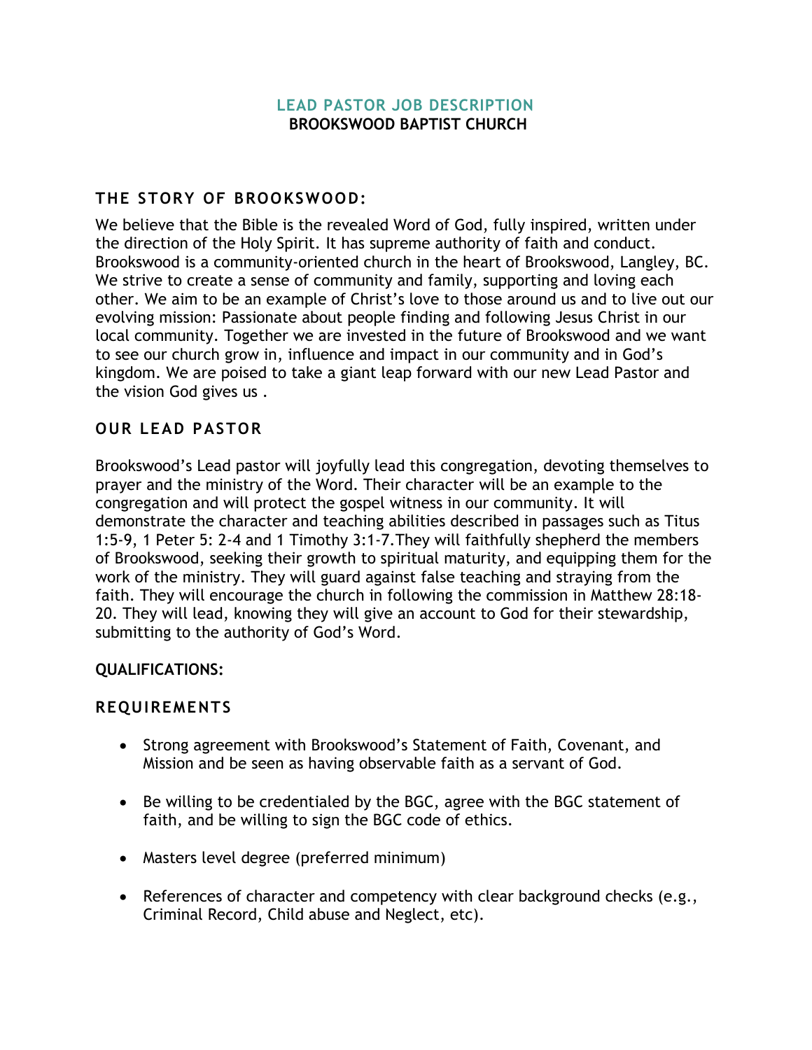# LEAD PASTOR JOB DESCRIPTION

**BROOKSWOOD BAPTIST CHURCH**

## THE STORY OF BROOKSWOOD:

We believe that the Bible is the revealed Word of God, fully inspired, written under the direction of the Holy Spirit. It has supreme authority of faith and conduct. Brookswood is a community-oriented church in the heart of Brookswood, Langley, BC. We strive to create a sense of community and family, supporting and loving each other. We aim to be an example of Christ's love to those around us and to live out our evolving mission: Passionate about people finding and following Jesus Christ in our local community. Together we are invested in the future of Brookswood and we want to see our church grow in, influence and impact in our community and in God's kingdom. We are poised to take a giant leap forward with our new Lead Pastor and the vision God gives us .

## OUR LEAD PASTOR

Brookswood's Lead pastor will joyfully lead this congregation, devoting themselves to prayer and the ministry of the Word. Their character will be an example to the congregation and will protect the gospel witness in our community. It will demonstrate the character and teaching abilities described in passages such as Titus 1:5-9, 1 Peter 5: 2-4 and 1 Timothy 3:1-7.They will faithfully shepherd the members of Brookswood, seeking their growth to spiritual maturity, and equipping them for the work of the ministry. They will guard against false teaching and straying from the faith. They will encourage the church in following the commission in Matthew 28:18-20. They will lead, knowing they will give an account to God for their stewardship, submitting to the authority of God's Word.

**QUALIFICATIONS:**

## REQUIREMENTS

- Strong agreement with Brookswood's Statement of Faith, Covenant, and Mission and be seen as having observable faith as a servant of God.
- Be willing to be credentialed by the BGC, agree with the BGC statement of faith, and be willing to sign the BGC code of ethics.
- Masters level degree (preferred minimum)
- References of character and competency with clear background checks (e.g., Criminal Record, Child abuse and Neglect, etc).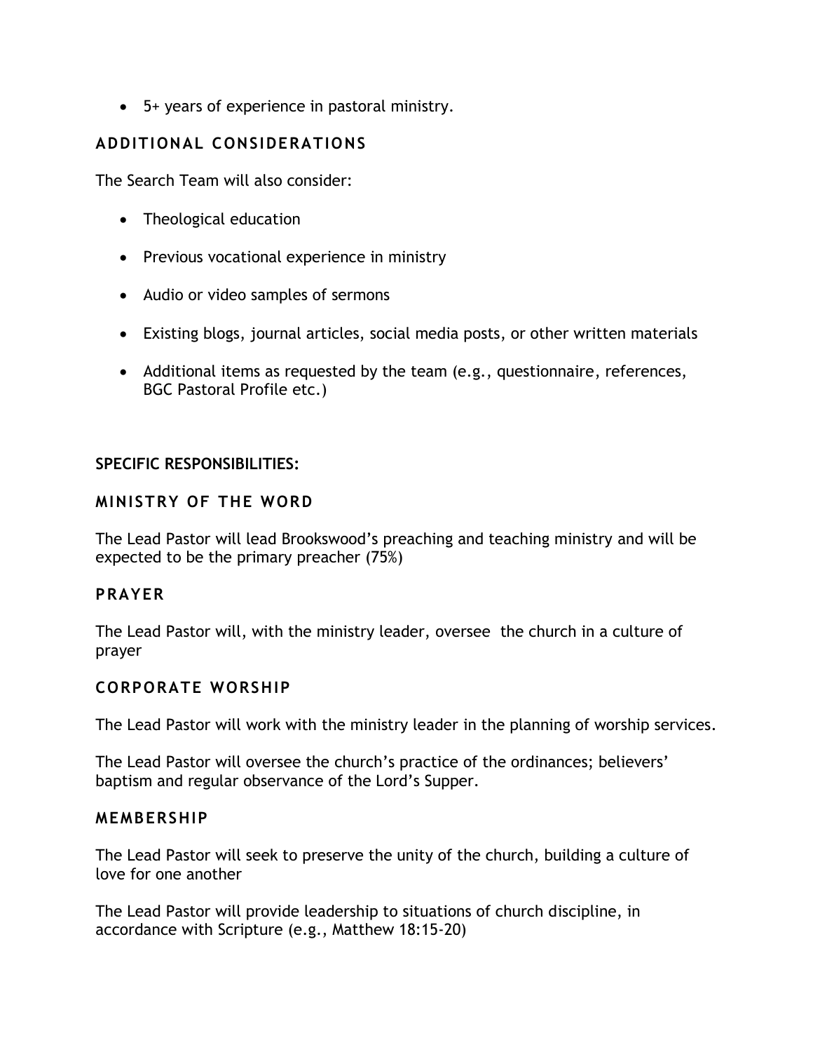- 5+ years of experience in pastoral ministry.

### ADDITIONAL CONSIDERATIONS

The Search Team will also consider:

- Theological education
- Previous vocational experience in ministry
- Audio or video samples of sermons
- Existing blogs, journal articles, social media posts, or other written materials
- Additional items as requested by the team (e.g., questionnaire, references, BGC Pastoral Profile etc.)

## SPECIFIC RESPONSIBILITIES:

### MINISTRY OF THE WORD

The Lead Pastor will lead Brookswood's preaching and teaching ministry and will be expected to be the primary preacher (75%)

### PRAYER

The Lead Pastor will, with the ministry leader, oversee  the church in a culture of prayer

### CORPORATE WORSHIP

The Lead Pastor will work with the ministry leader in the planning of worship services.

The Lead Pastor will oversee the church's practice of the ordinances; believers' baptism and regular observance of the Lord's Supper.

### MEMBERSHIP

The Lead Pastor will seek to preserve the unity of the church, building a culture of love for one another

The Lead Pastor will provide leadership to situations of church discipline, in accordance with Scripture (e.g., Matthew 18:15-20)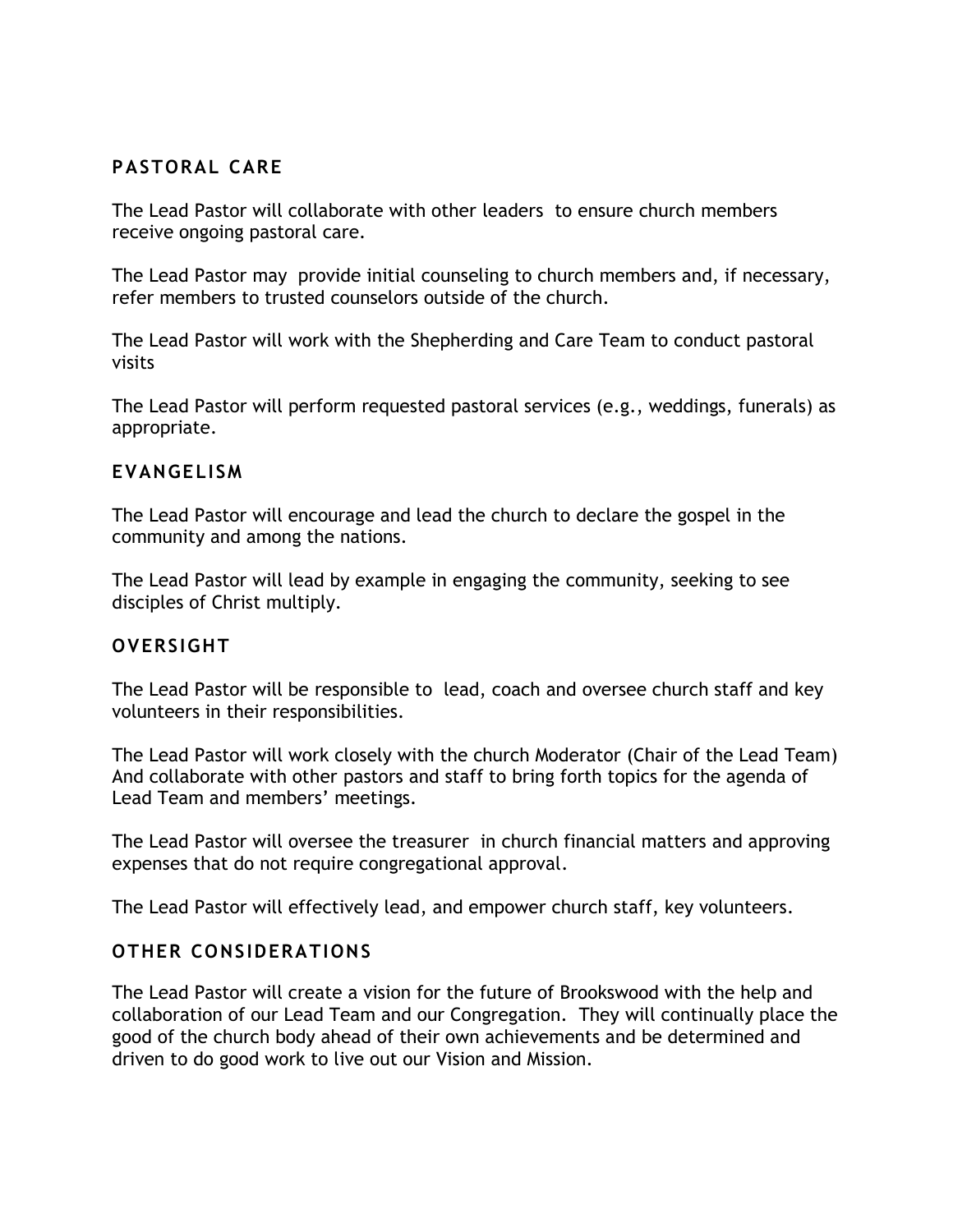## PASTORAL CARE

The Lead Pastor will collaborate with other leaders to ensure church members receive ongoing pastoral care.

The Lead Pastor may provide initial counseling to church members and, if necessary, refer members to trusted counselors outside of the church.

The Lead Pastor will work with the Shepherding and Care Team to conduct pastoral visits

The Lead Pastor will perform requested pastoral services (e.g., weddings, funerals) as appropriate.

## EVANGELISM

The Lead Pastor will encourage and lead the church to declare the gospel in the community and among the nations.

The Lead Pastor will lead by example in engaging the community, seeking to see disciples of Christ multiply.

## OVERSIGHT

The Lead Pastor will be responsible to lead, coach and oversee church staff and key volunteers in their responsibilities.

The Lead Pastor will work closely with the church Moderator (Chair of the Lead Team) And collaborate with other pastors and staff to bring forth topics for the agenda of Lead Team and members' meetings.

The Lead Pastor will oversee the treasurer in church financial matters and approving expenses that do not require congregational approval.

The Lead Pastor will effectively lead, and empower church staff, key volunteers.

## OTHER CONSIDERATIONS

The Lead Pastor will create a vision for the future of Brookswood with the help and collaboration of our Lead Team and our Congregation. They will continually place the good of the church body ahead of their own achievements and be determined and driven to do good work to live out our Vision and Mission.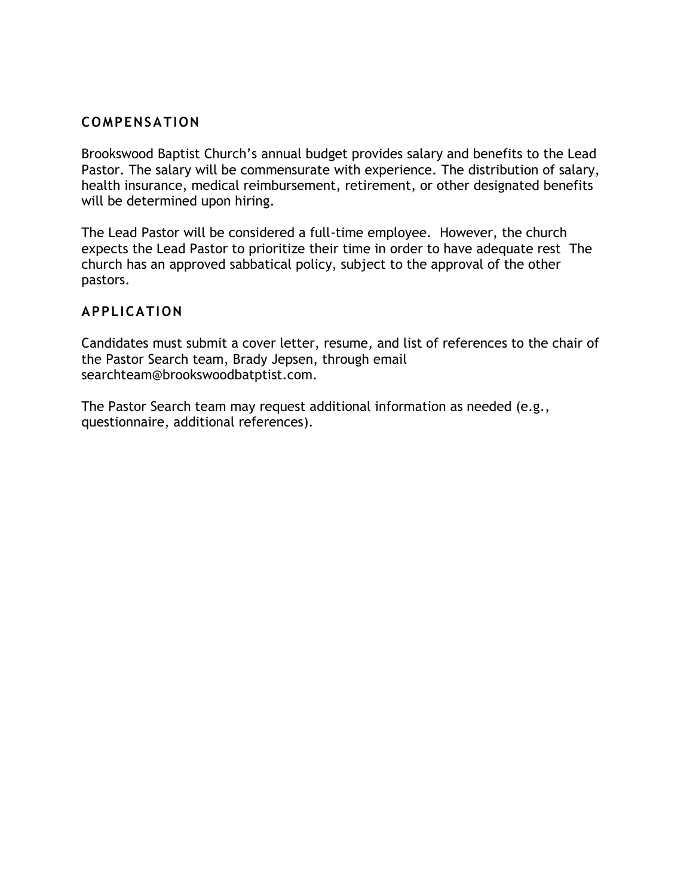## COMPENSATION

Brookswood Baptist Church's annual budget provides salary and benefits to the Lead Pastor. The salary will be commensurate with experience. The distribution of salary, health insurance, medical reimbursement, retirement, or other designated benefits will be determined upon hiring.

The Lead Pastor will be considered a full-time employee. However, the church expects the Lead Pastor to prioritize their time in order to have adequate rest The church has an approved sabbatical policy, subject to the approval of the other pastors.

## APPLICATION

Candidates must submit a cover letter, resume, and list of references to the chair of the Pastor Search team, Brady Jepsen, through email searchteam@brookswoodbatptist.com.

The Pastor Search team may request additional information as needed (e.g., questionnaire, additional references).